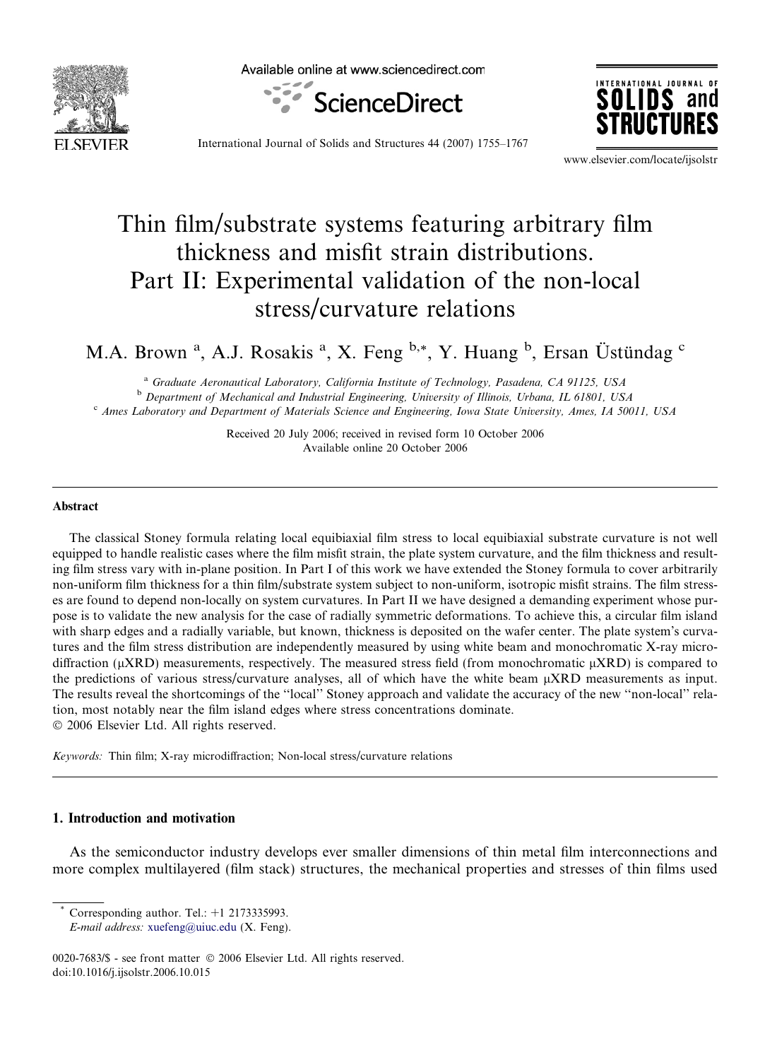# Thin film/substrate systems featuring arbitrary film thickness and misfit strain distributions. Part II: Experimental validation of the non-local stress/curvature relations

M.A. Brown [a], A.J. Rosakis [a], X. Feng [b,*], Y. Huang [b], Ersan Üstündag [c]

[a] *Graduate Aeronautical Laboratory, California Institute of Technology, Pasadena, CA 91125, USA*

[b] *Department of Mechanical and Industrial Engineering, University of Illinois, Urbana, IL 61801, USA*

[c] *Ames Laboratory and Department of Materials Science and Engineering, Iowa State University, Ames, IA 50011, USA*

Received 20 July 2006; received in revised form 10 October 2006
Available online 20 October 2006

## Abstract

The classical Stoney formula relating local equibiaxial film stress to local equibiaxial substrate curvature is not well equipped to handle realistic cases where the film misfit strain, the plate system curvature, and the film thickness and resulting film stress vary with in-plane position. In Part I of this work we have extended the Stoney formula to cover arbitrarily non-uniform film thickness for a thin film/substrate system subject to non-uniform, isotropic misfit strains. The film stresses are found to depend non-locally on system curvatures. In Part II we have designed a demanding experiment whose purpose is to validate the new analysis for the case of radially symmetric deformations. To achieve this, a circular film island with sharp edges and a radially variable, but known, thickness is deposited on the wafer center. The plate system's curvatures and the film stress distribution are independently measured by using white beam and monochromatic X-ray microdiffraction (μXRD) measurements, respectively. The measured stress field (from monochromatic μXRD) is compared to the predictions of various stress/curvature analyses, all of which have the white beam μXRD measurements as input. The results reveal the shortcomings of the "local" Stoney approach and validate the accuracy of the new "non-local" relation, most notably near the film island edges where stress concentrations dominate.

© 2006 Elsevier Ltd. All rights reserved.

*Keywords:* Thin film; X-ray microdiffraction; Non-local stress/curvature relations

## 1. Introduction and motivation

As the semiconductor industry develops ever smaller dimensions of thin metal film interconnections and more complex multilayered (film stack) structures, the mechanical properties and stresses of thin films used

---

* Corresponding author. Tel.: +1 2173335993.
*E-mail address:* xuefeng@uiuc.edu (X. Feng).

0020-7683/$ - see front matter © 2006 Elsevier Ltd. All rights reserved.
doi:10.1016/j.ijsolstr.2006.10.015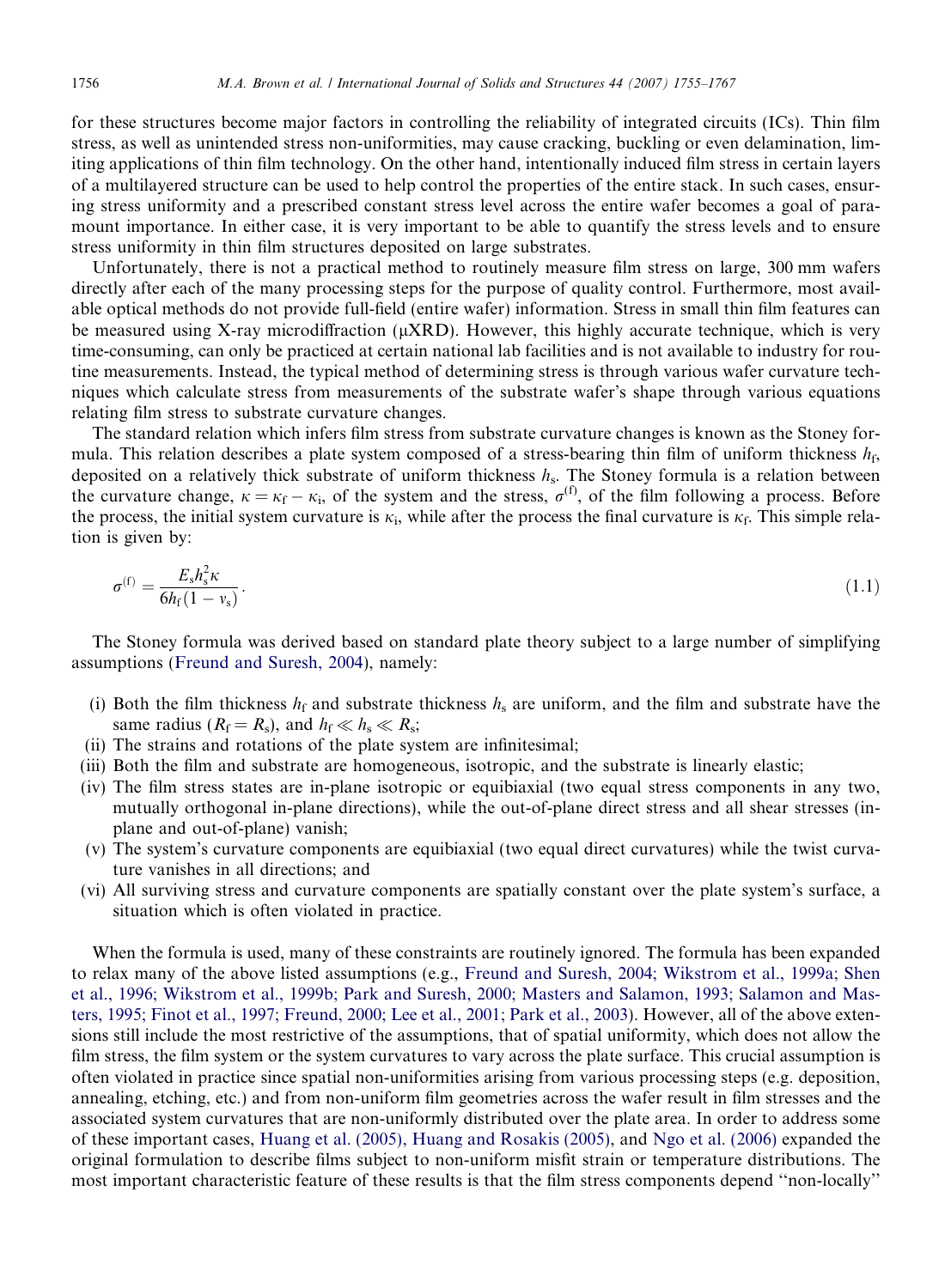for these structures become major factors in controlling the reliability of integrated circuits (ICs). Thin film stress, as well as unintended stress non-uniformities, may cause cracking, buckling or even delamination, limiting applications of thin film technology. On the other hand, intentionally induced film stress in certain layers of a multilayered structure can be used to help control the properties of the entire stack. In such cases, ensuring stress uniformity and a prescribed constant stress level across the entire wafer becomes a goal of paramount importance. In either case, it is very important to be able to quantify the stress levels and to ensure stress uniformity in thin film structures deposited on large substrates.

Unfortunately, there is not a practical method to routinely measure film stress on large, 300 mm wafers directly after each of the many processing steps for the purpose of quality control. Furthermore, most available optical methods do not provide full-field (entire wafer) information. Stress in small thin film features can be measured using X-ray microdiffraction (μXRD). However, this highly accurate technique, which is very time-consuming, can only be practiced at certain national lab facilities and is not available to industry for routine measurements. Instead, the typical method of determining stress is through various wafer curvature techniques which calculate stress from measurements of the substrate wafer's shape through various equations relating film stress to substrate curvature changes.

The standard relation which infers film stress from substrate curvature changes is known as the Stoney formula. This relation describes a plate system composed of a stress-bearing thin film of uniform thickness $h_f$, deposited on a relatively thick substrate of uniform thickness $h_s$. The Stoney formula is a relation between the curvature change, $\kappa = \kappa_f - \kappa_i$, of the system and the stress, $\sigma^{(f)}$, of the film following a process. Before the process, the initial system curvature is $\kappa_i$, while after the process the final curvature is $\kappa_f$. This simple relation is given by:

$$\sigma^{(f)} = \frac{E_s h_s^2 \kappa}{6 h_f (1 - \nu_s)}. \tag{1.1}$$

The Stoney formula was derived based on standard plate theory subject to a large number of simplifying assumptions (Freund and Suresh, 2004), namely:

(i) Both the film thickness $h_f$ and substrate thickness $h_s$ are uniform, and the film and substrate have the same radius ($R_f = R_s$), and $h_f \ll h_s \ll R_s$;
(ii) The strains and rotations of the plate system are infinitesimal;
(iii) Both the film and substrate are homogeneous, isotropic, and the substrate is linearly elastic;
(iv) The film stress states are in-plane isotropic or equibiaxial (two equal stress components in any two, mutually orthogonal in-plane directions), while the out-of-plane direct stress and all shear stresses (in-plane and out-of-plane) vanish;
(v) The system's curvature components are equibiaxial (two equal direct curvatures) while the twist curvature vanishes in all directions; and
(vi) All surviving stress and curvature components are spatially constant over the plate system's surface, a situation which is often violated in practice.

When the formula is used, many of these constraints are routinely ignored. The formula has been expanded to relax many of the above listed assumptions (e.g., Freund and Suresh, 2004; Wikstrom et al., 1999a; Shen et al., 1996; Wikstrom et al., 1999b; Park and Suresh, 2000; Masters and Salamon, 1993; Salamon and Masters, 1995; Finot et al., 1997; Freund, 2000; Lee et al., 2001; Park et al., 2003). However, all of the above extensions still include the most restrictive of the assumptions, that of spatial uniformity, which does not allow the film stress, the film system or the system curvatures to vary across the plate surface. This crucial assumption is often violated in practice since spatial non-uniformities arising from various processing steps (e.g. deposition, annealing, etching, etc.) and from non-uniform film geometries across the wafer result in film stresses and the associated system curvatures that are non-uniformly distributed over the plate area. In order to address some of these important cases, Huang et al. (2005), Huang and Rosakis (2005), and Ngo et al. (2006) expanded the original formulation to describe films subject to non-uniform misfit strain or temperature distributions. The most important characteristic feature of these results is that the film stress components depend "non-locally"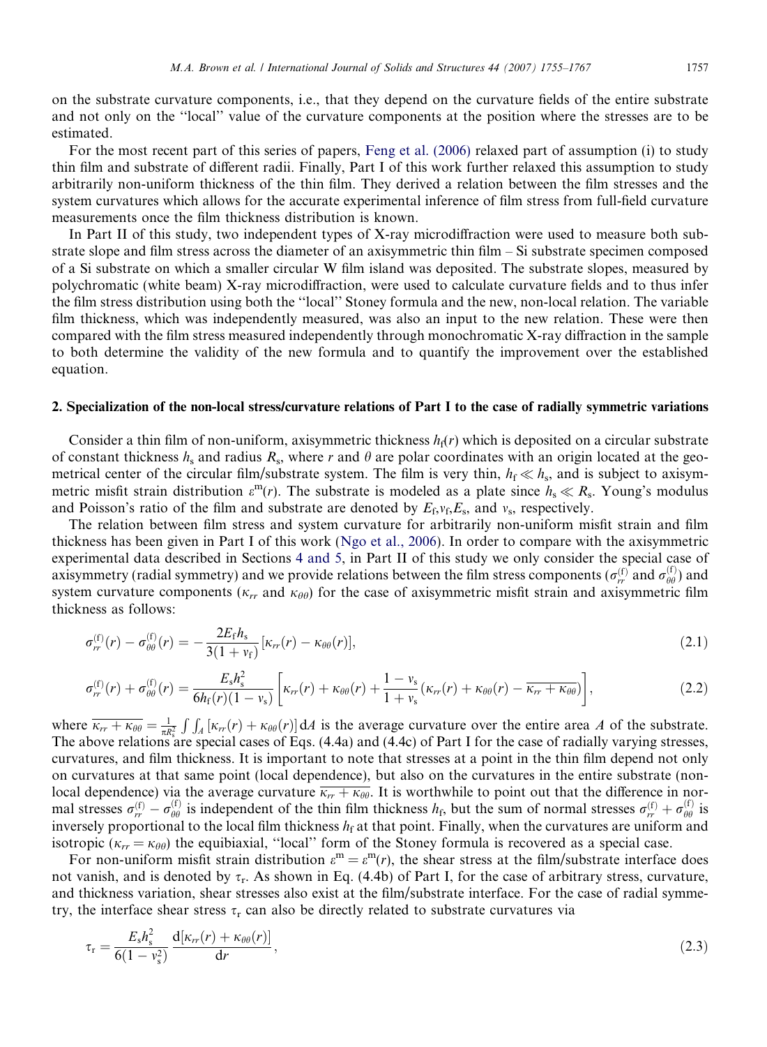on the substrate curvature components, i.e., that they depend on the curvature fields of the entire substrate and not only on the "local" value of the curvature components at the position where the stresses are to be estimated.

For the most recent part of this series of papers, Feng et al. (2006) relaxed part of assumption (i) to study thin film and substrate of different radii. Finally, Part I of this work further relaxed this assumption to study arbitrarily non-uniform thickness of the thin film. They derived a relation between the film stresses and the system curvatures which allows for the accurate experimental inference of film stress from full-field curvature measurements once the film thickness distribution is known.

In Part II of this study, two independent types of X-ray microdiffraction were used to measure both substrate slope and film stress across the diameter of an axisymmetric thin film – Si substrate specimen composed of a Si substrate on which a smaller circular W film island was deposited. The substrate slopes, measured by polychromatic (white beam) X-ray microdiffraction, were used to calculate curvature fields and to thus infer the film stress distribution using both the "local" Stoney formula and the new, non-local relation. The variable film thickness, which was independently measured, was also an input to the new relation. These were then compared with the film stress measured independently through monochromatic X-ray diffraction in the sample to both determine the validity of the new formula and to quantify the improvement over the established equation.

## 2. Specialization of the non-local stress/curvature relations of Part I to the case of radially symmetric variations

Consider a thin film of non-uniform, axisymmetric thickness $h_f(r)$ which is deposited on a circular substrate of constant thickness $h_s$ and radius $R_s$, where $r$ and $\theta$ are polar coordinates with an origin located at the geometrical center of the circular film/substrate system. The film is very thin, $h_f \ll h_s$, and is subject to axisymmetric misfit strain distribution $\varepsilon^m(r)$. The substrate is modeled as a plate since $h_s \ll R_s$. Young's modulus and Poisson's ratio of the film and substrate are denoted by $E_f, v_f, E_s$, and $v_s$, respectively.

The relation between film stress and system curvature for arbitrarily non-uniform misfit strain and film thickness has been given in Part I of this work (Ngo et al., 2006). In order to compare with the axisymmetric experimental data described in Sections 4 and 5, in Part II of this study we only consider the special case of axisymmetry (radial symmetry) and we provide relations between the film stress components ($\sigma_{rr}^{(f)}$ and $\sigma_{\theta\theta}^{(f)}$) and system curvature components ($\kappa_{rr}$ and $\kappa_{\theta\theta}$) for the case of axisymmetric misfit strain and axisymmetric film thickness as follows:

$$\sigma_{rr}^{(f)}(r) - \sigma_{\theta\theta}^{(f)}(r) = -\frac{2E_f h_s}{3(1+v_f)}[\kappa_{rr}(r) - \kappa_{\theta\theta}(r)], \tag{2.1}$$

$$\sigma_{rr}^{(f)}(r) + \sigma_{\theta\theta}^{(f)}(r) = \frac{E_s h_s^2}{6h_f(r)(1-v_s)}\left[\kappa_{rr}(r) + \kappa_{\theta\theta}(r) + \frac{1-v_s}{1+v_s}\left(\kappa_{rr}(r) + \kappa_{\theta\theta}(r) - \overline{\kappa_{rr} + \kappa_{\theta\theta}}\right)\right], \tag{2.2}$$

where $\overline{\kappa_{rr} + \kappa_{\theta\theta}} = \frac{1}{\pi R_s^2}\int\int_A [\kappa_{rr}(r) + \kappa_{\theta\theta}(r)]\,\mathrm{d}A$ is the average curvature over the entire area $A$ of the substrate. The above relations are special cases of Eqs. (4.4a) and (4.4c) of Part I for the case of radially varying stresses, curvatures, and film thickness. It is important to note that stresses at a point in the thin film depend not only on curvatures at that same point (local dependence), but also on the curvatures in the entire substrate (non-local dependence) via the average curvature $\overline{\kappa_{rr} + \kappa_{\theta\theta}}$. It is worthwhile to point out that the difference in normal stresses $\sigma_{rr}^{(f)} - \sigma_{\theta\theta}^{(f)}$ is independent of the thin film thickness $h_f$, but the sum of normal stresses $\sigma_{rr}^{(f)} + \sigma_{\theta\theta}^{(f)}$ is inversely proportional to the local film thickness $h_f$ at that point. Finally, when the curvatures are uniform and isotropic ($\kappa_{rr} = \kappa_{\theta\theta}$) the equibiaxial, "local" form of the Stoney formula is recovered as a special case.

For non-uniform misfit strain distribution $\varepsilon^m = \varepsilon^m(r)$, the shear stress at the film/substrate interface does not vanish, and is denoted by $\tau_r$. As shown in Eq. (4.4b) of Part I, for the case of arbitrary stress, curvature, and thickness variation, shear stresses also exist at the film/substrate interface. For the case of radial symmetry, the interface shear stress $\tau_r$ can also be directly related to substrate curvatures via

$$\tau_r = \frac{E_s h_s^2}{6(1-v_s^2)}\frac{\mathrm{d}[\kappa_{rr}(r) + \kappa_{\theta\theta}(r)]}{\mathrm{d}r}, \tag{2.3}$$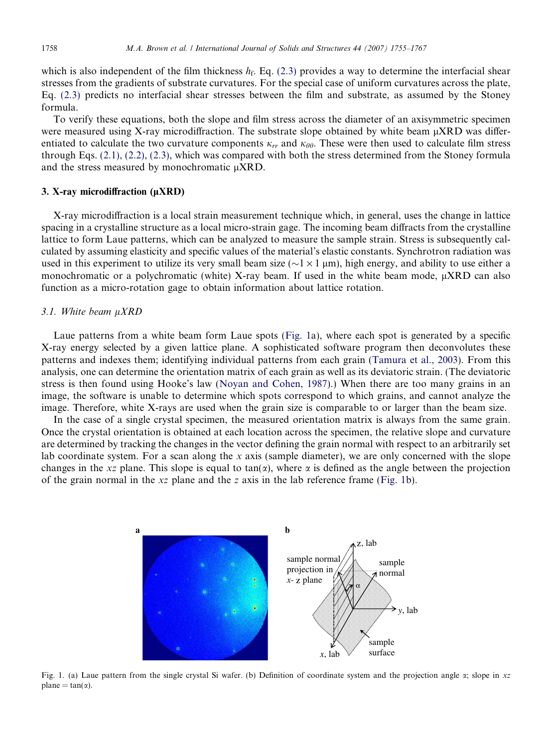which is also independent of the film thickness $h_f$. Eq. (2.3) provides a way to determine the interfacial shear stresses from the gradients of substrate curvatures. For the special case of uniform curvatures across the plate, Eq. (2.3) predicts no interfacial shear stresses between the film and substrate, as assumed by the Stoney formula.

To verify these equations, both the slope and film stress across the diameter of an axisymmetric specimen were measured using X-ray microdiffraction. The substrate slope obtained by white beam μXRD was differentiated to calculate the two curvature components $\kappa_{rr}$ and $\kappa_{\theta\theta}$. These were then used to calculate film stress through Eqs. (2.1), (2.2), (2.3), which was compared with both the stress determined from the Stoney formula and the stress measured by monochromatic μXRD.

## 3. X-ray microdiffraction (μXRD)

X-ray microdiffraction is a local strain measurement technique which, in general, uses the change in lattice spacing in a crystalline structure as a local micro-strain gage. The incoming beam diffracts from the crystalline lattice to form Laue patterns, which can be analyzed to measure the sample strain. Stress is subsequently calculated by assuming elasticity and specific values of the material's elastic constants. Synchrotron radiation was used in this experiment to utilize its very small beam size ($\sim 1 \times 1$ μm), high energy, and ability to use either a monochromatic or a polychromatic (white) X-ray beam. If used in the white beam mode, μXRD can also function as a micro-rotation gage to obtain information about lattice rotation.

### *3.1. White beam μXRD*

Laue patterns from a white beam form Laue spots (Fig. 1a), where each spot is generated by a specific X-ray energy selected by a given lattice plane. A sophisticated software program then deconvolutes these patterns and indexes them; identifying individual patterns from each grain (Tamura et al., 2003). From this analysis, one can determine the orientation matrix of each grain as well as its deviatoric strain. (The deviatoric stress is then found using Hooke's law (Noyan and Cohen, 1987).) When there are too many grains in an image, the software is unable to determine which spots correspond to which grains, and cannot analyze the image. Therefore, white X-rays are used when the grain size is comparable to or larger than the beam size.

In the case of a single crystal specimen, the measured orientation matrix is always from the same grain. Once the crystal orientation is obtained at each location across the specimen, the relative slope and curvature are determined by tracking the changes in the vector defining the grain normal with respect to an arbitrarily set lab coordinate system. For a scan along the $x$ axis (sample diameter), we are only concerned with the slope changes in the $xz$ plane. This slope is equal to $\tan(\alpha)$, where $\alpha$ is defined as the angle between the projection of the grain normal in the $xz$ plane and the $z$ axis in the lab reference frame (Fig. 1b).

Fig. 1. (a) Laue pattern from the single crystal Si wafer. (b) Definition of coordinate system and the projection angle $\alpha$; slope in $xz$ plane $= \tan(\alpha)$.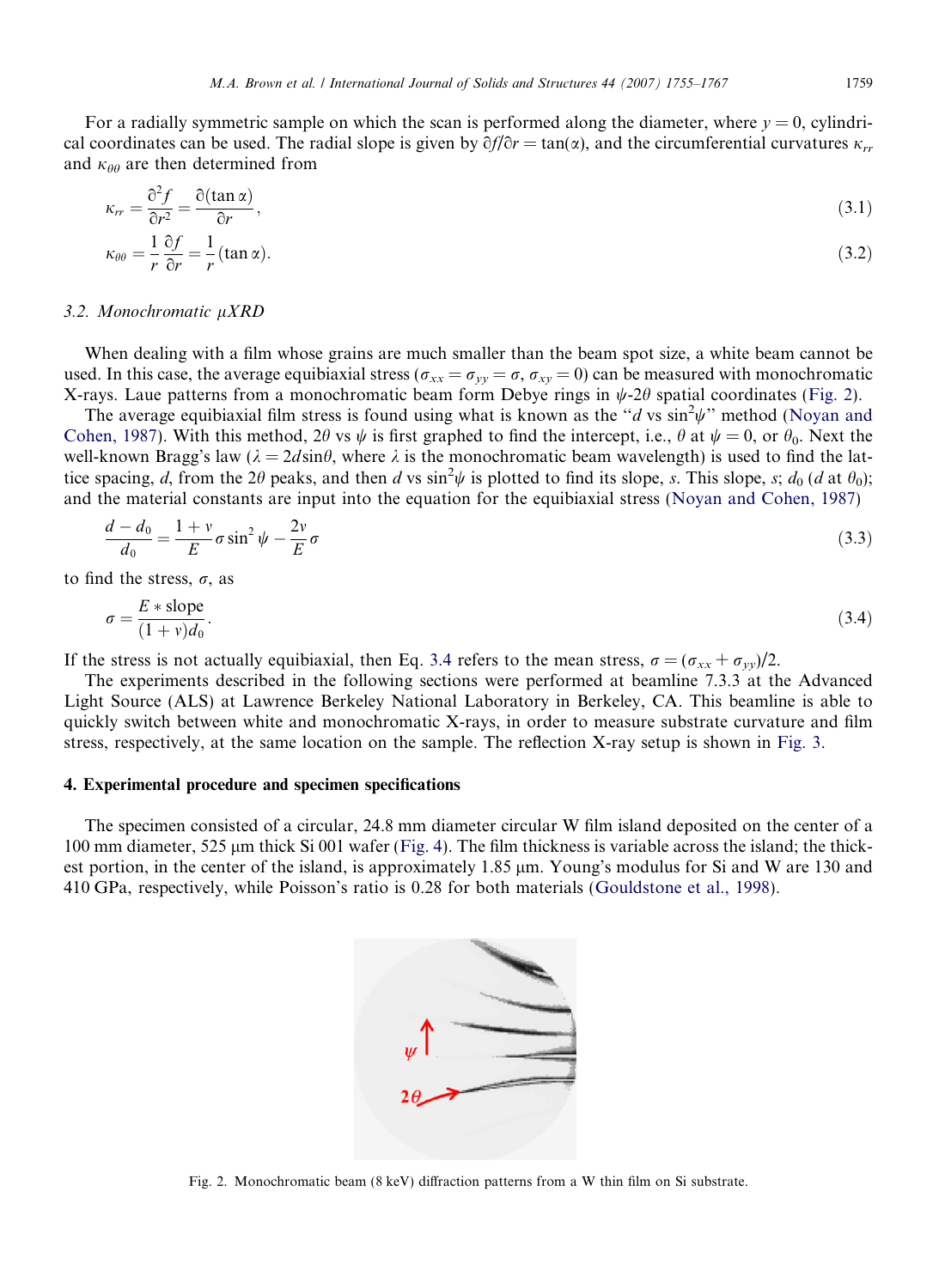For a radially symmetric sample on which the scan is performed along the diameter, where $y = 0$, cylindrical coordinates can be used. The radial slope is given by $\partial f/\partial r = \tan(\alpha)$, and the circumferential curvatures $\kappa_{rr}$ and $\kappa_{\theta\theta}$ are then determined from

$$\kappa_{rr} = \frac{\partial^2 f}{\partial r^2} = \frac{\partial(\tan\alpha)}{\partial r}, \tag{3.1}$$

$$\kappa_{\theta\theta} = \frac{1}{r}\frac{\partial f}{\partial r} = \frac{1}{r}(\tan\alpha). \tag{3.2}$$

### 3.2. Monochromatic $\mu$XRD

When dealing with a film whose grains are much smaller than the beam spot size, a white beam cannot be used. In this case, the average equibiaxial stress ($\sigma_{xx} = \sigma_{yy} = \sigma$, $\sigma_{xy} = 0$) can be measured with monochromatic X-rays. Laue patterns from a monochromatic beam form Debye rings in $\psi$-$2\theta$ spatial coordinates (Fig. 2).

The average equibiaxial film stress is found using what is known as the "$d$ vs $\sin^2\psi$" method (Noyan and Cohen, 1987). With this method, $2\theta$ vs $\psi$ is first graphed to find the intercept, i.e., $\theta$ at $\psi = 0$, or $\theta_0$. Next the well-known Bragg's law ($\lambda = 2d\sin\theta$, where $\lambda$ is the monochromatic beam wavelength) is used to find the lattice spacing, $d$, from the $2\theta$ peaks, and then $d$ vs $\sin^2\psi$ is plotted to find its slope, $s$. This slope, $s$; $d_0$ ($d$ at $\theta_0$); and the material constants are input into the equation for the equibiaxial stress (Noyan and Cohen, 1987)

$$\frac{d - d_0}{d_0} = \frac{1+\nu}{E}\sigma\sin^2\psi - \frac{2\nu}{E}\sigma \tag{3.3}$$

to find the stress, $\sigma$, as

$$\sigma = \frac{E * \text{slope}}{(1+\nu)d_0}. \tag{3.4}$$

If the stress is not actually equibiaxial, then Eq. 3.4 refers to the mean stress, $\sigma = (\sigma_{xx} + \sigma_{yy})/2$.

The experiments described in the following sections were performed at beamline 7.3.3 at the Advanced Light Source (ALS) at Lawrence Berkeley National Laboratory in Berkeley, CA. This beamline is able to quickly switch between white and monochromatic X-rays, in order to measure substrate curvature and film stress, respectively, at the same location on the sample. The reflection X-ray setup is shown in Fig. 3.

## 4. Experimental procedure and specimen specifications

The specimen consisted of a circular, 24.8 mm diameter circular W film island deposited on the center of a 100 mm diameter, 525 μm thick Si 001 wafer (Fig. 4). The film thickness is variable across the island; the thickest portion, in the center of the island, is approximately 1.85 μm. Young's modulus for Si and W are 130 and 410 GPa, respectively, while Poisson's ratio is 0.28 for both materials (Gouldstone et al., 1998).

Fig. 2. Monochromatic beam (8 keV) diffraction patterns from a W thin film on Si substrate.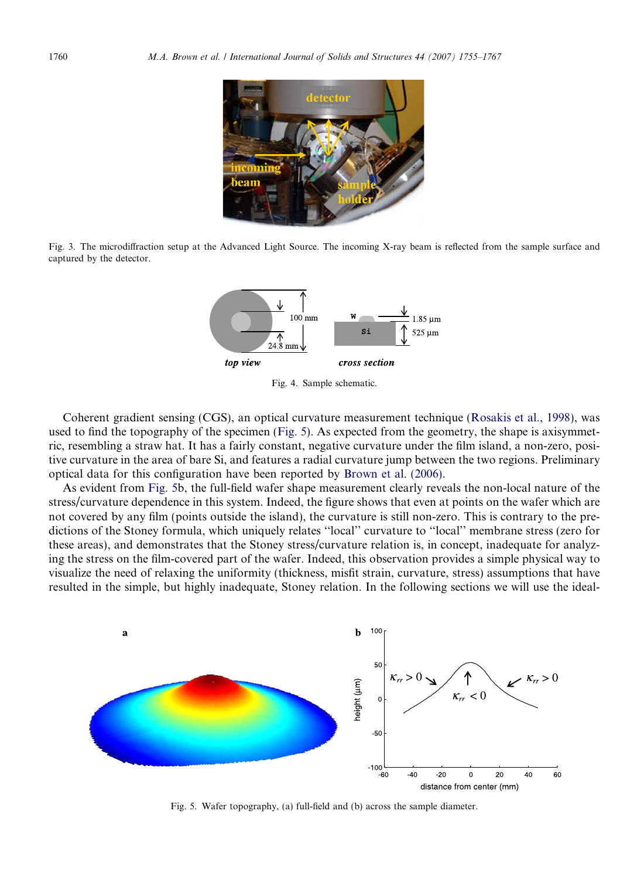Fig. 3. The microdiffraction setup at the Advanced Light Source. The incoming X-ray beam is reflected from the sample surface and captured by the detector.

Fig. 4. Sample schematic.

Coherent gradient sensing (CGS), an optical curvature measurement technique (Rosakis et al., 1998), was used to find the topography of the specimen (Fig. 5). As expected from the geometry, the shape is axisymmetric, resembling a straw hat. It has a fairly constant, negative curvature under the film island, a non-zero, positive curvature in the area of bare Si, and features a radial curvature jump between the two regions. Preliminary optical data for this configuration have been reported by Brown et al. (2006).

As evident from Fig. 5b, the full-field wafer shape measurement clearly reveals the non-local nature of the stress/curvature dependence in this system. Indeed, the figure shows that even at points on the wafer which are not covered by any film (points outside the island), the curvature is still non-zero. This is contrary to the predictions of the Stoney formula, which uniquely relates "local" curvature to "local" membrane stress (zero for these areas), and demonstrates that the Stoney stress/curvature relation is, in concept, inadequate for analyzing the stress on the film-covered part of the wafer. Indeed, this observation provides a simple physical way to visualize the need of relaxing the uniformity (thickness, misfit strain, curvature, stress) assumptions that have resulted in the simple, but highly inadequate, Stoney relation. In the following sections we will use the ideal-

Fig. 5. Wafer topography, (a) full-field and (b) across the sample diameter.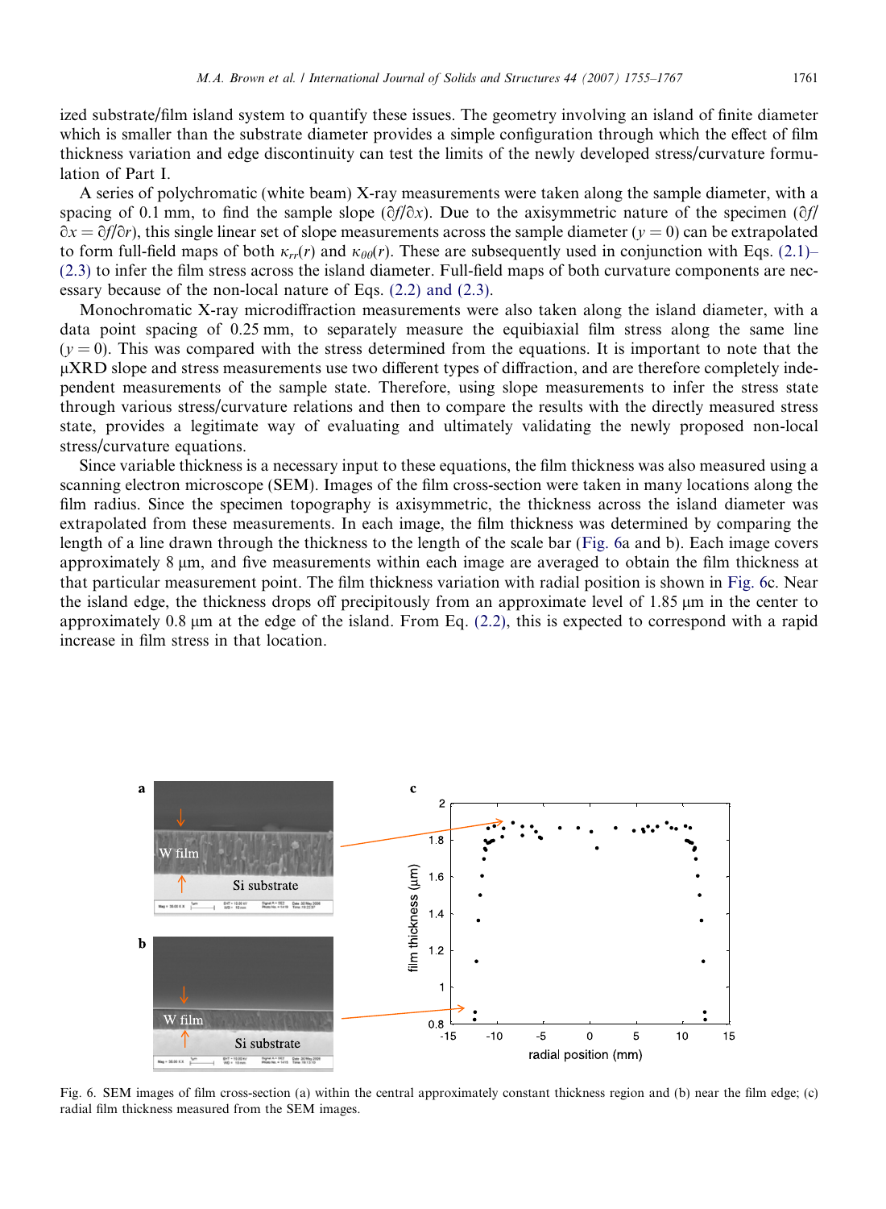ized substrate/film island system to quantify these issues. The geometry involving an island of finite diameter which is smaller than the substrate diameter provides a simple configuration through which the effect of film thickness variation and edge discontinuity can test the limits of the newly developed stress/curvature formulation of Part I.

A series of polychromatic (white beam) X-ray measurements were taken along the sample diameter, with a spacing of 0.1 mm, to find the sample slope ($\partial f/\partial x$). Due to the axisymmetric nature of the specimen ($\partial f/\partial x = \partial f/\partial r$), this single linear set of slope measurements across the sample diameter ($y = 0$) can be extrapolated to form full-field maps of both $\kappa_{rr}(r)$ and $\kappa_{\theta\theta}(r)$. These are subsequently used in conjunction with Eqs. (2.1)–(2.3) to infer the film stress across the island diameter. Full-field maps of both curvature components are necessary because of the non-local nature of Eqs. (2.2) and (2.3).

Monochromatic X-ray microdiffraction measurements were also taken along the island diameter, with a data point spacing of 0.25 mm, to separately measure the equibiaxial film stress along the same line ($y = 0$). This was compared with the stress determined from the equations. It is important to note that the μXRD slope and stress measurements use two different types of diffraction, and are therefore completely independent measurements of the sample state. Therefore, using slope measurements to infer the stress state through various stress/curvature relations and then to compare the results with the directly measured stress state, provides a legitimate way of evaluating and ultimately validating the newly proposed non-local stress/curvature equations.

Since variable thickness is a necessary input to these equations, the film thickness was also measured using a scanning electron microscope (SEM). Images of the film cross-section were taken in many locations along the film radius. Since the specimen topography is axisymmetric, the thickness across the island diameter was extrapolated from these measurements. In each image, the film thickness was determined by comparing the length of a line drawn through the thickness to the length of the scale bar (Fig. 6a and b). Each image covers approximately 8 μm, and five measurements within each image are averaged to obtain the film thickness at that particular measurement point. The film thickness variation with radial position is shown in Fig. 6c. Near the island edge, the thickness drops off precipitously from an approximate level of 1.85 μm in the center to approximately 0.8 μm at the edge of the island. From Eq. (2.2), this is expected to correspond with a rapid increase in film stress in that location.

Fig. 6. SEM images of film cross-section (a) within the central approximately constant thickness region and (b) near the film edge; (c) radial film thickness measured from the SEM images.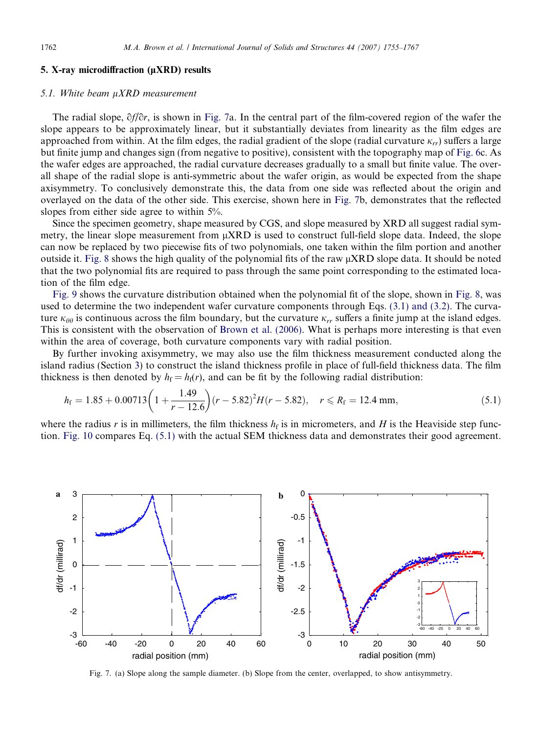## 5. X-ray microdiffraction (μXRD) results

### 5.1. White beam μXRD measurement

The radial slope, $\partial f/\partial r$, is shown in Fig. 7a. In the central part of the film-covered region of the wafer the slope appears to be approximately linear, but it substantially deviates from linearity as the film edges are approached from within. At the film edges, the radial gradient of the slope (radial curvature $\kappa_{rr}$) suffers a large but finite jump and changes sign (from negative to positive), consistent with the topography map of Fig. 6c. As the wafer edges are approached, the radial curvature decreases gradually to a small but finite value. The overall shape of the radial slope is anti-symmetric about the wafer origin, as would be expected from the shape axisymmetry. To conclusively demonstrate this, the data from one side was reflected about the origin and overlayed on the data of the other side. This exercise, shown here in Fig. 7b, demonstrates that the reflected slopes from either side agree to within 5%.

Since the specimen geometry, shape measured by CGS, and slope measured by XRD all suggest radial symmetry, the linear slope measurement from μXRD is used to construct full-field slope data. Indeed, the slope can now be replaced by two piecewise fits of two polynomials, one taken within the film portion and another outside it. Fig. 8 shows the high quality of the polynomial fits of the raw μXRD slope data. It should be noted that the two polynomial fits are required to pass through the same point corresponding to the estimated location of the film edge.

Fig. 9 shows the curvature distribution obtained when the polynomial fit of the slope, shown in Fig. 8, was used to determine the two independent wafer curvature components through Eqs. (3.1) and (3.2). The curvature $\kappa_{\theta\theta}$ is continuous across the film boundary, but the curvature $\kappa_{rr}$ suffers a finite jump at the island edges. This is consistent with the observation of Brown et al. (2006). What is perhaps more interesting is that even within the area of coverage, both curvature components vary with radial position.

By further invoking axisymmetry, we may also use the film thickness measurement conducted along the island radius (Section 3) to construct the island thickness profile in place of full-field thickness data. The film thickness is then denoted by $h_f = h_f(r)$, and can be fit by the following radial distribution:

$$h_f = 1.85 + 0.00713\left(1 + \frac{1.49}{r - 12.6}\right)(r - 5.82)^2 H(r - 5.82), \quad r \leqslant R_f = 12.4\ \text{mm}, \tag{5.1}$$

where the radius $r$ is in millimeters, the film thickness $h_f$ is in micrometers, and $H$ is the Heaviside step function. Fig. 10 compares Eq. (5.1) with the actual SEM thickness data and demonstrates their good agreement.

Fig. 7. (a) Slope along the sample diameter. (b) Slope from the center, overlapped, to show antisymmetry.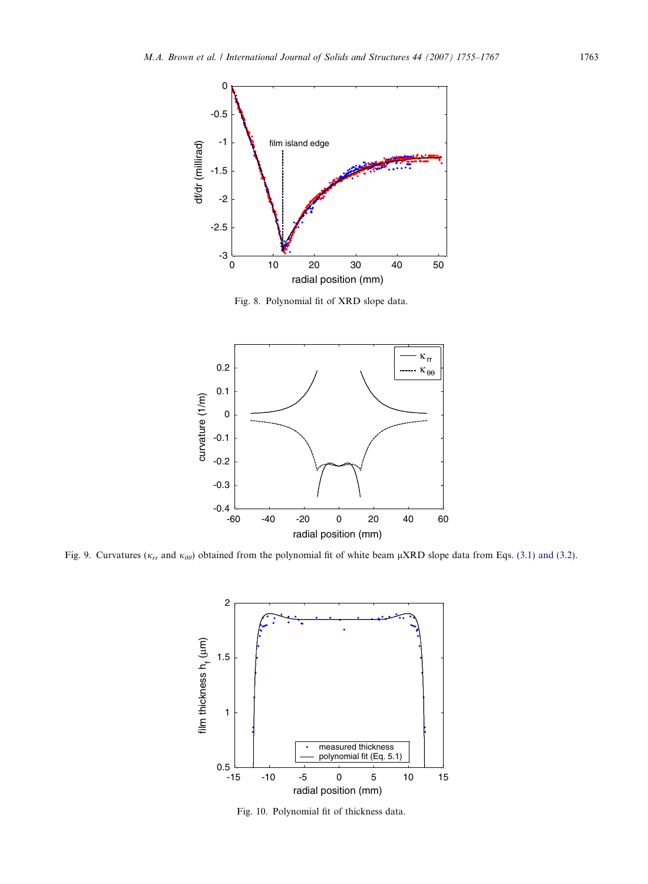Fig. 8. Polynomial fit of XRD slope data.

Fig. 9. Curvatures ($\kappa_{rr}$ and $\kappa_{\theta\theta}$) obtained from the polynomial fit of white beam μXRD slope data from Eqs. (3.1) and (3.2).

Fig. 10. Polynomial fit of thickness data.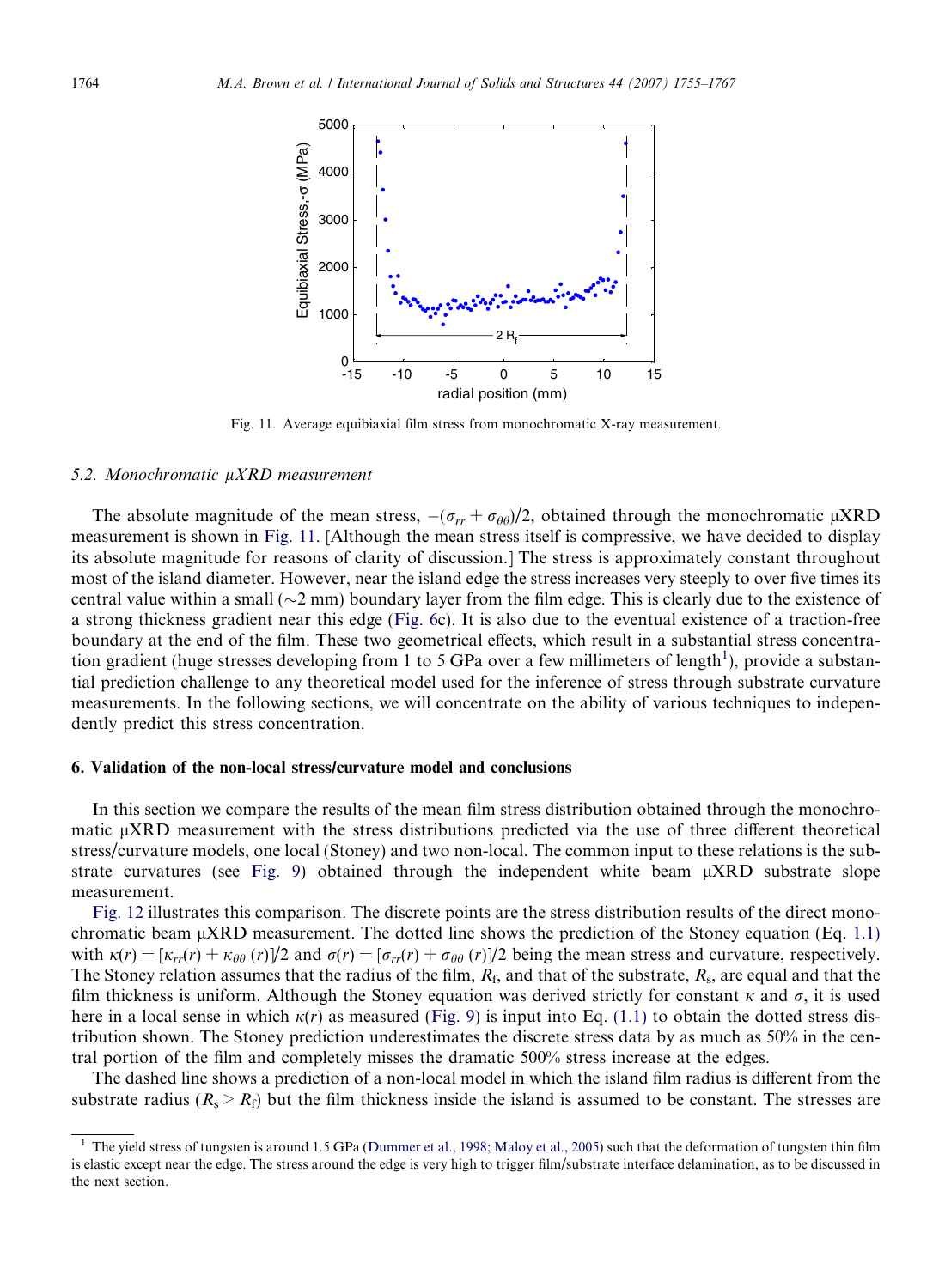Fig. 11. Average equibiaxial film stress from monochromatic X-ray measurement.

### 5.2. Monochromatic μXRD measurement

The absolute magnitude of the mean stress, $-(\sigma_{rr} + \sigma_{\theta\theta})/2$, obtained through the monochromatic μXRD measurement is shown in Fig. 11. [Although the mean stress itself is compressive, we have decided to display its absolute magnitude for reasons of clarity of discussion.] The stress is approximately constant throughout most of the island diameter. However, near the island edge the stress increases very steeply to over five times its central value within a small (~2 mm) boundary layer from the film edge. This is clearly due to the existence of a strong thickness gradient near this edge (Fig. 6c). It is also due to the eventual existence of a traction-free boundary at the end of the film. These two geometrical effects, which result in a substantial stress concentration gradient (huge stresses developing from 1 to 5 GPa over a few millimeters of length[1]), provide a substantial prediction challenge to any theoretical model used for the inference of stress through substrate curvature measurements. In the following sections, we will concentrate on the ability of various techniques to independently predict this stress concentration.

## 6. Validation of the non-local stress/curvature model and conclusions

In this section we compare the results of the mean film stress distribution obtained through the monochromatic μXRD measurement with the stress distributions predicted via the use of three different theoretical stress/curvature models, one local (Stoney) and two non-local. The common input to these relations is the substrate curvatures (see Fig. 9) obtained through the independent white beam μXRD substrate slope measurement.

Fig. 12 illustrates this comparison. The discrete points are the stress distribution results of the direct monochromatic beam μXRD measurement. The dotted line shows the prediction of the Stoney equation (Eq. 1.1) with $\kappa(r) = [\kappa_{rr}(r) + \kappa_{\theta\theta}(r)]/2$ and $\sigma(r) = [\sigma_{rr}(r) + \sigma_{\theta\theta}(r)]/2$ being the mean stress and curvature, respectively. The Stoney relation assumes that the radius of the film, $R_f$, and that of the substrate, $R_s$, are equal and that the film thickness is uniform. Although the Stoney equation was derived strictly for constant $\kappa$ and $\sigma$, it is used here in a local sense in which $\kappa(r)$ as measured (Fig. 9) is input into Eq. (1.1) to obtain the dotted stress distribution shown. The Stoney prediction underestimates the discrete stress data by as much as 50% in the central portion of the film and completely misses the dramatic 500% stress increase at the edges.

The dashed line shows a prediction of a non-local model in which the island film radius is different from the substrate radius ($R_s > R_f$) but the film thickness inside the island is assumed to be constant. The stresses are

[1] The yield stress of tungsten is around 1.5 GPa (Dummer et al., 1998; Maloy et al., 2005) such that the deformation of tungsten thin film is elastic except near the edge. The stress around the edge is very high to trigger film/substrate interface delamination, as to be discussed in the next section.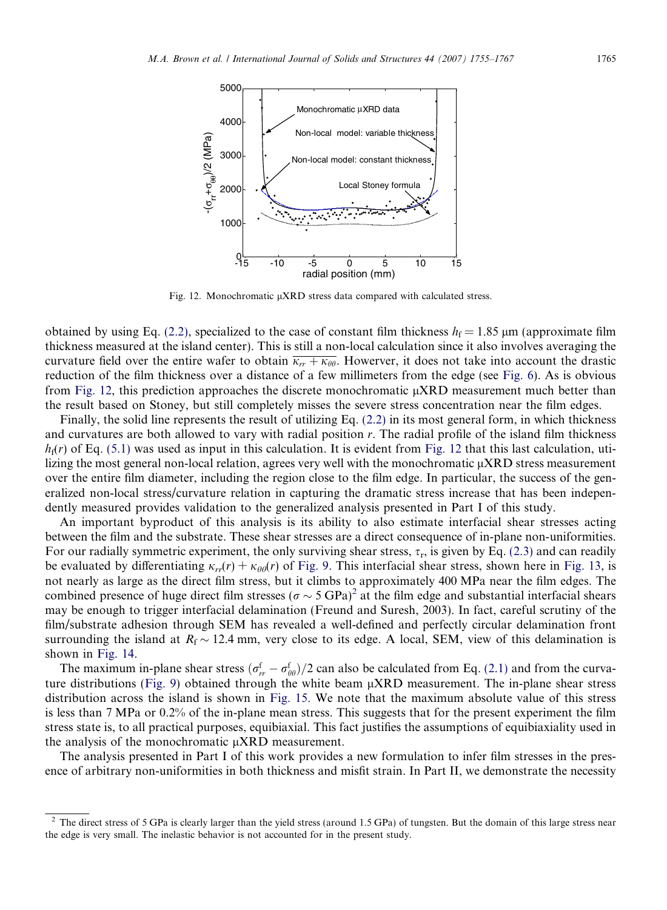Fig. 12. Monochromatic μXRD stress data compared with calculated stress.

obtained by using Eq. (2.2), specialized to the case of constant film thickness $h_f = 1.85$ μm (approximate film thickness measured at the island center). This is still a non-local calculation since it also involves averaging the curvature field over the entire wafer to obtain $\overline{\kappa_{rr} + \kappa_{\theta\theta}}$. Howerver, it does not take into account the drastic reduction of the film thickness over a distance of a few millimeters from the edge (see Fig. 6). As is obvious from Fig. 12, this prediction approaches the discrete monochromatic μXRD measurement much better than the result based on Stoney, but still completely misses the severe stress concentration near the film edges.

Finally, the solid line represents the result of utilizing Eq. (2.2) in its most general form, in which thickness and curvatures are both allowed to vary with radial position $r$. The radial profile of the island film thickness $h_f(r)$ of Eq. (5.1) was used as input in this calculation. It is evident from Fig. 12 that this last calculation, utilizing the most general non-local relation, agrees very well with the monochromatic μXRD stress measurement over the entire film diameter, including the region close to the film edge. In particular, the success of the generalized non-local stress/curvature relation in capturing the dramatic stress increase that has been independently measured provides validation to the generalized analysis presented in Part I of this study.

An important byproduct of this analysis is its ability to also estimate interfacial shear stresses acting between the film and the substrate. These shear stresses are a direct consequence of in-plane non-uniformities. For our radially symmetric experiment, the only surviving shear stress, $\tau_r$, is given by Eq. (2.3) and can readily be evaluated by differentiating $\kappa_{rr}(r) + \kappa_{\theta\theta}(r)$ of Fig. 9. This interfacial shear stress, shown here in Fig. 13, is not nearly as large as the direct film stress, but it climbs to approximately 400 MPa near the film edges. The combined presence of huge direct film stresses ($\sigma \sim 5$ GPa)[2] at the film edge and substantial interfacial shears may be enough to trigger interfacial delamination (Freund and Suresh, 2003). In fact, careful scrutiny of the film/substrate adhesion through SEM has revealed a well-defined and perfectly circular delamination front surrounding the island at $R_f \sim 12.4$ mm, very close to its edge. A local, SEM, view of this delamination is shown in Fig. 14.

The maximum in-plane shear stress $(\sigma^f_{rr} - \sigma^f_{\theta\theta})/2$ can also be calculated from Eq. (2.1) and from the curvature distributions (Fig. 9) obtained through the white beam μXRD measurement. The in-plane shear stress distribution across the island is shown in Fig. 15. We note that the maximum absolute value of this stress is less than 7 MPa or 0.2% of the in-plane mean stress. This suggests that for the present experiment the film stress state is, to all practical purposes, equibiaxial. This fact justifies the assumptions of equibiaxiality used in the analysis of the monochromatic μXRD measurement.

The analysis presented in Part I of this work provides a new formulation to infer film stresses in the presence of arbitrary non-uniformities in both thickness and misfit strain. In Part II, we demonstrate the necessity

[2] The direct stress of 5 GPa is clearly larger than the yield stress (around 1.5 GPa) of tungsten. But the domain of this large stress near the edge is very small. The inelastic behavior is not accounted for in the present study.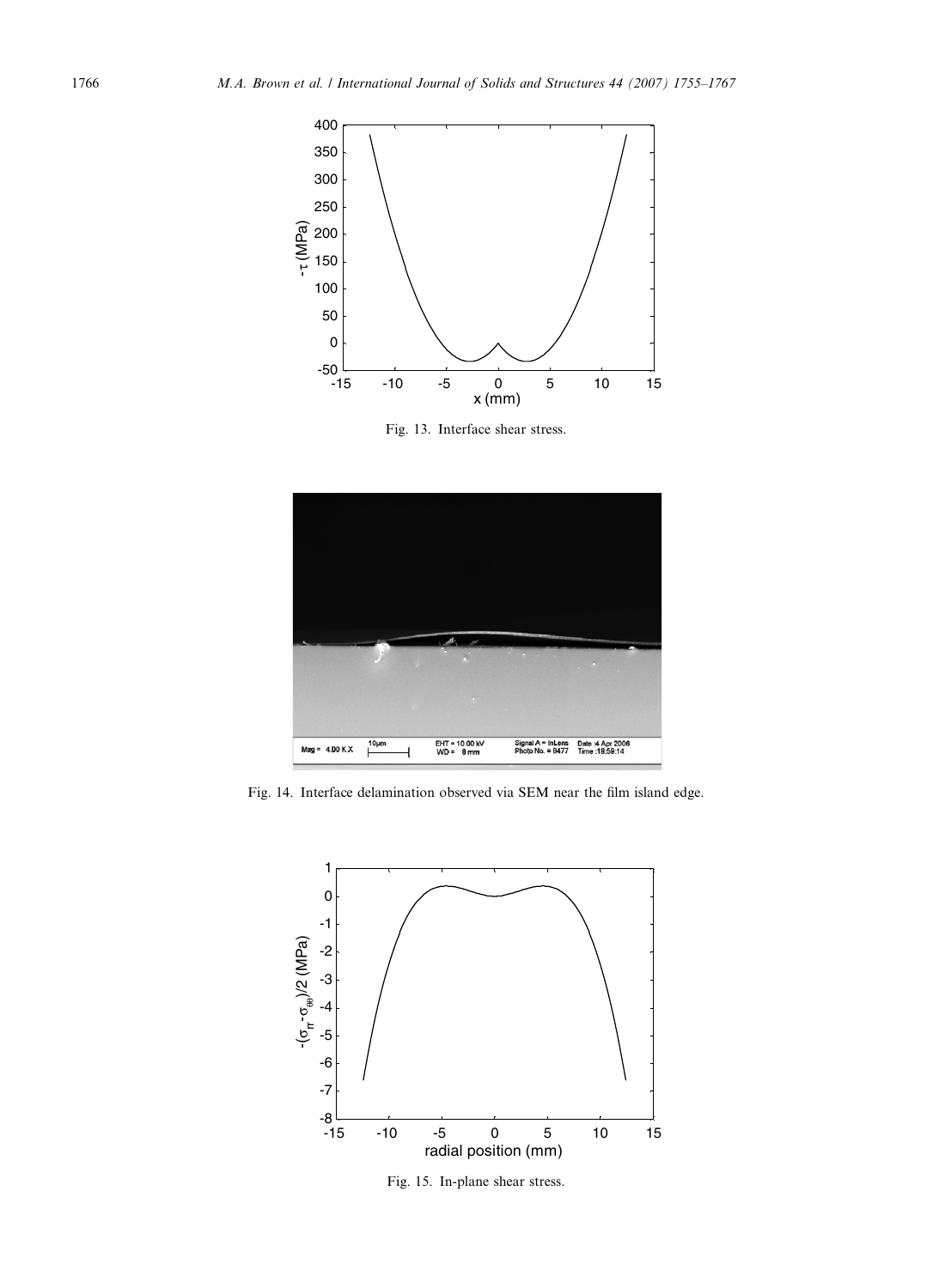Fig. 13. Interface shear stress.

Fig. 14. Interface delamination observed via SEM near the film island edge.

Fig. 15. In-plane shear stress.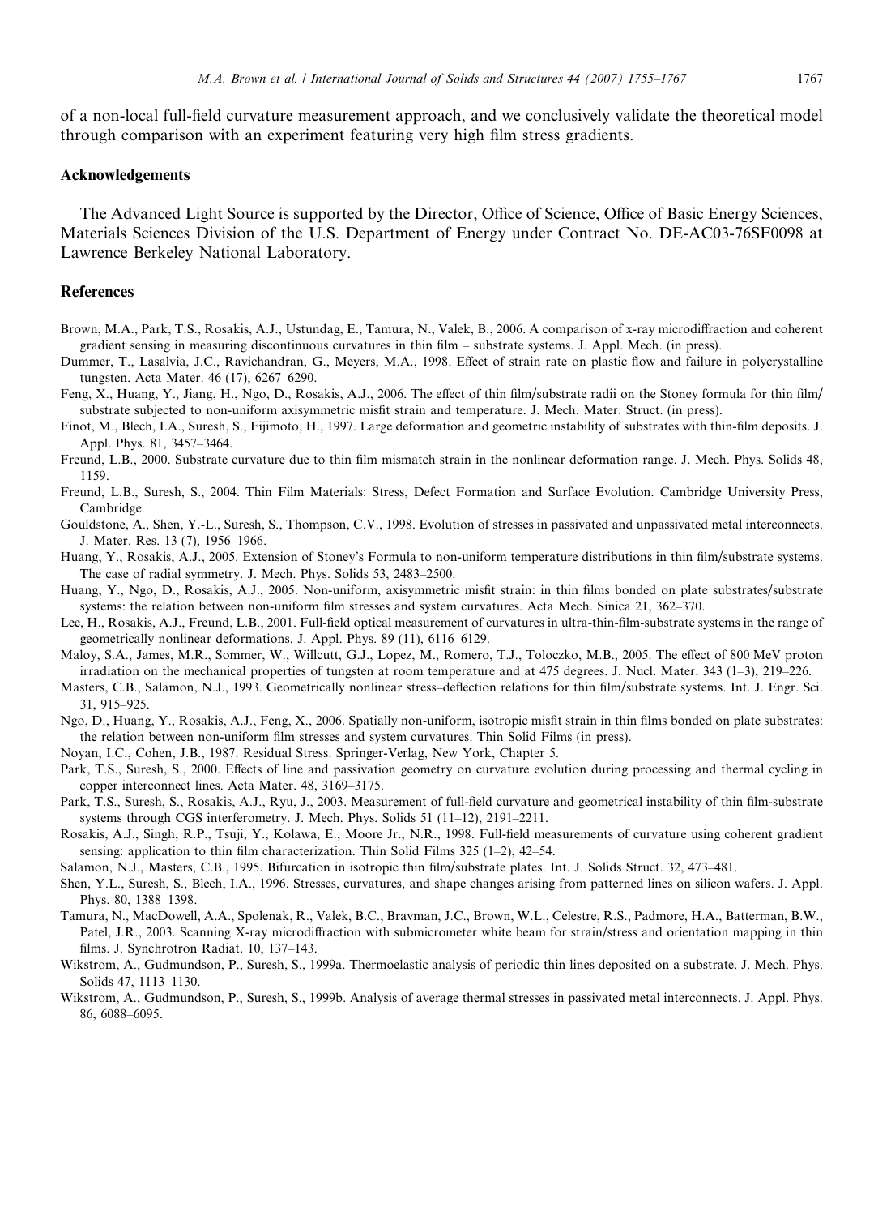of a non-local full-field curvature measurement approach, and we conclusively validate the theoretical model through comparison with an experiment featuring very high film stress gradients.

## Acknowledgements

The Advanced Light Source is supported by the Director, Office of Science, Office of Basic Energy Sciences, Materials Sciences Division of the U.S. Department of Energy under Contract No. DE-AC03-76SF0098 at Lawrence Berkeley National Laboratory.

## References

Brown, M.A., Park, T.S., Rosakis, A.J., Ustundag, E., Tamura, N., Valek, B., 2006. A comparison of x-ray microdiffraction and coherent gradient sensing in measuring discontinuous curvatures in thin film – substrate systems. J. Appl. Mech. (in press).

Dummer, T., Lasalvia, J.C., Ravichandran, G., Meyers, M.A., 1998. Effect of strain rate on plastic flow and failure in polycrystalline tungsten. Acta Mater. 46 (17), 6267–6290.

Feng, X., Huang, Y., Jiang, H., Ngo, D., Rosakis, A.J., 2006. The effect of thin film/substrate radii on the Stoney formula for thin film/substrate subjected to non-uniform axisymmetric misfit strain and temperature. J. Mech. Mater. Struct. (in press).

Finot, M., Blech, I.A., Suresh, S., Fijimoto, H., 1997. Large deformation and geometric instability of substrates with thin-film deposits. J. Appl. Phys. 81, 3457–3464.

Freund, L.B., 2000. Substrate curvature due to thin film mismatch strain in the nonlinear deformation range. J. Mech. Phys. Solids 48, 1159.

Freund, L.B., Suresh, S., 2004. Thin Film Materials: Stress, Defect Formation and Surface Evolution. Cambridge University Press, Cambridge.

Gouldstone, A., Shen, Y.-L., Suresh, S., Thompson, C.V., 1998. Evolution of stresses in passivated and unpassivated metal interconnects. J. Mater. Res. 13 (7), 1956–1966.

Huang, Y., Rosakis, A.J., 2005. Extension of Stoney's Formula to non-uniform temperature distributions in thin film/substrate systems. The case of radial symmetry. J. Mech. Phys. Solids 53, 2483–2500.

Huang, Y., Ngo, D., Rosakis, A.J., 2005. Non-uniform, axisymmetric misfit strain: in thin films bonded on plate substrates/substrate systems: the relation between non-uniform film stresses and system curvatures. Acta Mech. Sinica 21, 362–370.

Lee, H., Rosakis, A.J., Freund, L.B., 2001. Full-field optical measurement of curvatures in ultra-thin-film-substrate systems in the range of geometrically nonlinear deformations. J. Appl. Phys. 89 (11), 6116–6129.

Maloy, S.A., James, M.R., Sommer, W., Willcutt, G.J., Lopez, M., Romero, T.J., Toloczko, M.B., 2005. The effect of 800 MeV proton irradiation on the mechanical properties of tungsten at room temperature and at 475 degrees. J. Nucl. Mater. 343 (1–3), 219–226.

Masters, C.B., Salamon, N.J., 1993. Geometrically nonlinear stress–deflection relations for thin film/substrate systems. Int. J. Engr. Sci. 31, 915–925.

Ngo, D., Huang, Y., Rosakis, A.J., Feng, X., 2006. Spatially non-uniform, isotropic misfit strain in thin films bonded on plate substrates: the relation between non-uniform film stresses and system curvatures. Thin Solid Films (in press).

Noyan, I.C., Cohen, J.B., 1987. Residual Stress. Springer-Verlag, New York, Chapter 5.

Park, T.S., Suresh, S., 2000. Effects of line and passivation geometry on curvature evolution during processing and thermal cycling in copper interconnect lines. Acta Mater. 48, 3169–3175.

Park, T.S., Suresh, S., Rosakis, A.J., Ryu, J., 2003. Measurement of full-field curvature and geometrical instability of thin film-substrate systems through CGS interferometry. J. Mech. Phys. Solids 51 (11–12), 2191–2211.

Rosakis, A.J., Singh, R.P., Tsuji, Y., Kolawa, E., Moore Jr., N.R., 1998. Full-field measurements of curvature using coherent gradient sensing: application to thin film characterization. Thin Solid Films 325 (1–2), 42–54.

Salamon, N.J., Masters, C.B., 1995. Bifurcation in isotropic thin film/substrate plates. Int. J. Solids Struct. 32, 473–481.

Shen, Y.L., Suresh, S., Blech, I.A., 1996. Stresses, curvatures, and shape changes arising from patterned lines on silicon wafers. J. Appl. Phys. 80, 1388–1398.

Tamura, N., MacDowell, A.A., Spolenak, R., Valek, B.C., Bravman, J.C., Brown, W.L., Celestre, R.S., Padmore, H.A., Batterman, B.W., Patel, J.R., 2003. Scanning X-ray microdiffraction with submicrometer white beam for strain/stress and orientation mapping in thin films. J. Synchrotron Radiat. 10, 137–143.

Wikstrom, A., Gudmundson, P., Suresh, S., 1999a. Thermoelastic analysis of periodic thin lines deposited on a substrate. J. Mech. Phys. Solids 47, 1113–1130.

Wikstrom, A., Gudmundson, P., Suresh, S., 1999b. Analysis of average thermal stresses in passivated metal interconnects. J. Appl. Phys. 86, 6088–6095.